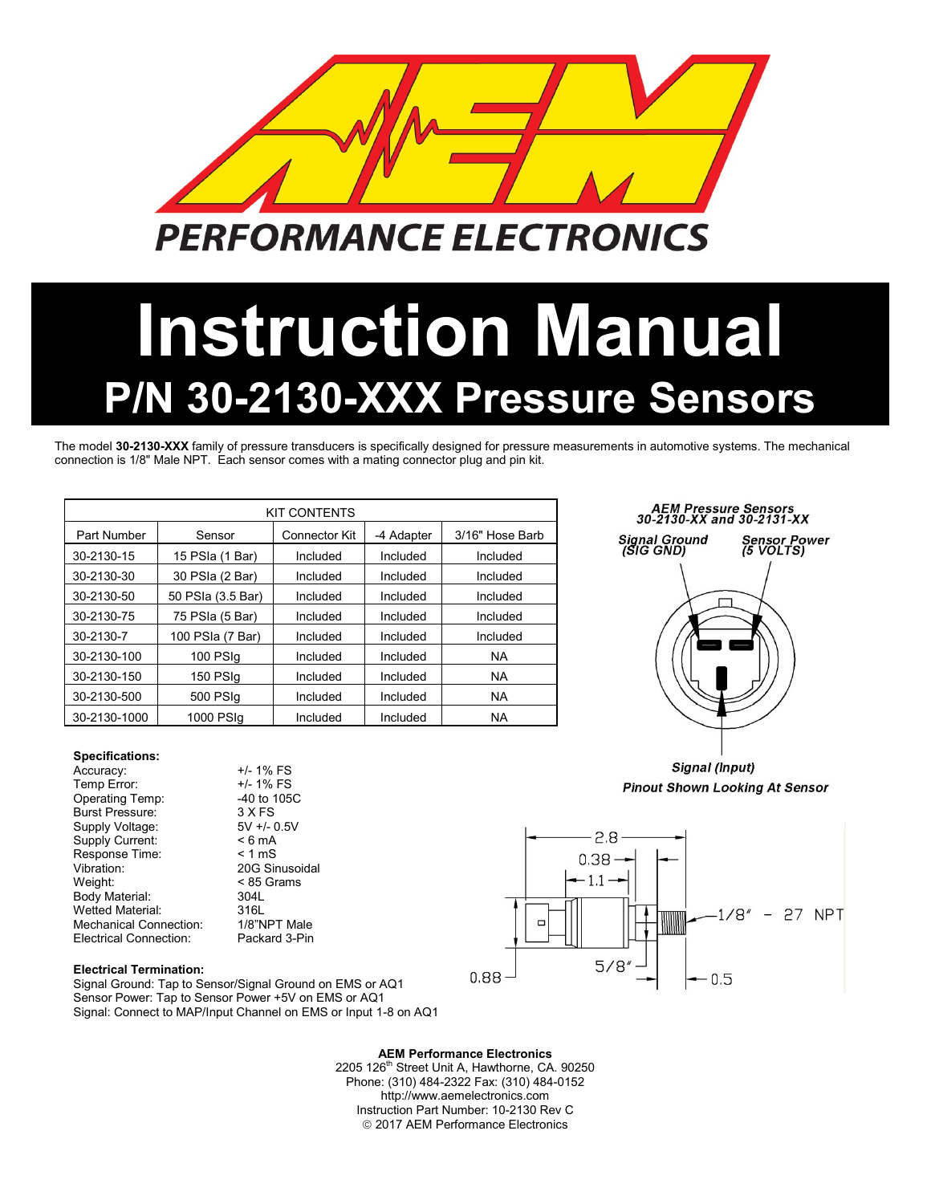# Instruction Manual

## P/N 30-2130-XXX Pressure Sensors

The model **30-2130-XXX** family of pressure transducers is specifically designed for pressure measurements in automotive systems. The mechanical connection is 1/8" Male NPT. Each sensor comes with a mating connector plug and pin kit.

| KIT CONTENTS | | | | |
|---|---|---|---|---|
| Part Number | Sensor | Connector Kit | -4 Adapter | 3/16" Hose Barb |
| 30-2130-15 | 15 PSIa (1 Bar) | Included | Included | Included |
| 30-2130-30 | 30 PSIa (2 Bar) | Included | Included | Included |
| 30-2130-50 | 50 PSIa (3.5 Bar) | Included | Included | Included |
| 30-2130-75 | 75 PSIa (5 Bar) | Included | Included | Included |
| 30-2130-7 | 100 PSIa (7 Bar) | Included | Included | Included |
| 30-2130-100 | 100 PSIg | Included | Included | NA |
| 30-2130-150 | 150 PSIg | Included | Included | NA |
| 30-2130-500 | 500 PSIg | Included | Included | NA |
| 30-2130-1000 | 1000 PSIg | Included | Included | NA |

*AEM Pressure Sensors 30-2130-XX and 30-2131-XX*

*Signal Ground (SIG GND)* — *Sensor Power (5 VOLTS)* — *Signal (Input)*

*Pinout Shown Looking At Sensor*

**Specifications:**

| | |
|---|---|
| Accuracy: | +/- 1% FS |
| Temp Error: | +/- 1% FS |
| Operating Temp: | -40 to 105C |
| Burst Pressure: | 3 X FS |
| Supply Voltage: | 5V +/- 0.5V |
| Supply Current: | < 6 mA |
| Response Time: | < 1 mS |
| Vibration: | 20G Sinusoidal |
| Weight: | < 85 Grams |
| Body Material: | 304L |
| Wetted Material: | 316L |
| Mechanical Connection: | 1/8"NPT Male |
| Electrical Connection: | Packard 3-Pin |

Dimensions: 2.8, 0.38, 1.1, 0.88, 5/8", 0.5, 1/8" - 27 NPT

**Electrical Termination:**

Signal Ground: Tap to Sensor/Signal Ground on EMS or AQ1
Sensor Power: Tap to Sensor Power +5V on EMS or AQ1
Signal: Connect to MAP/Input Channel on EMS or Input 1-8 on AQ1

**AEM Performance Electronics**
2205 126th Street Unit A, Hawthorne, CA. 90250
Phone: (310) 484-2322 Fax: (310) 484-0152
http://www.aemelectronics.com
Instruction Part Number: 10-2130 Rev C
© 2017 AEM Performance Electronics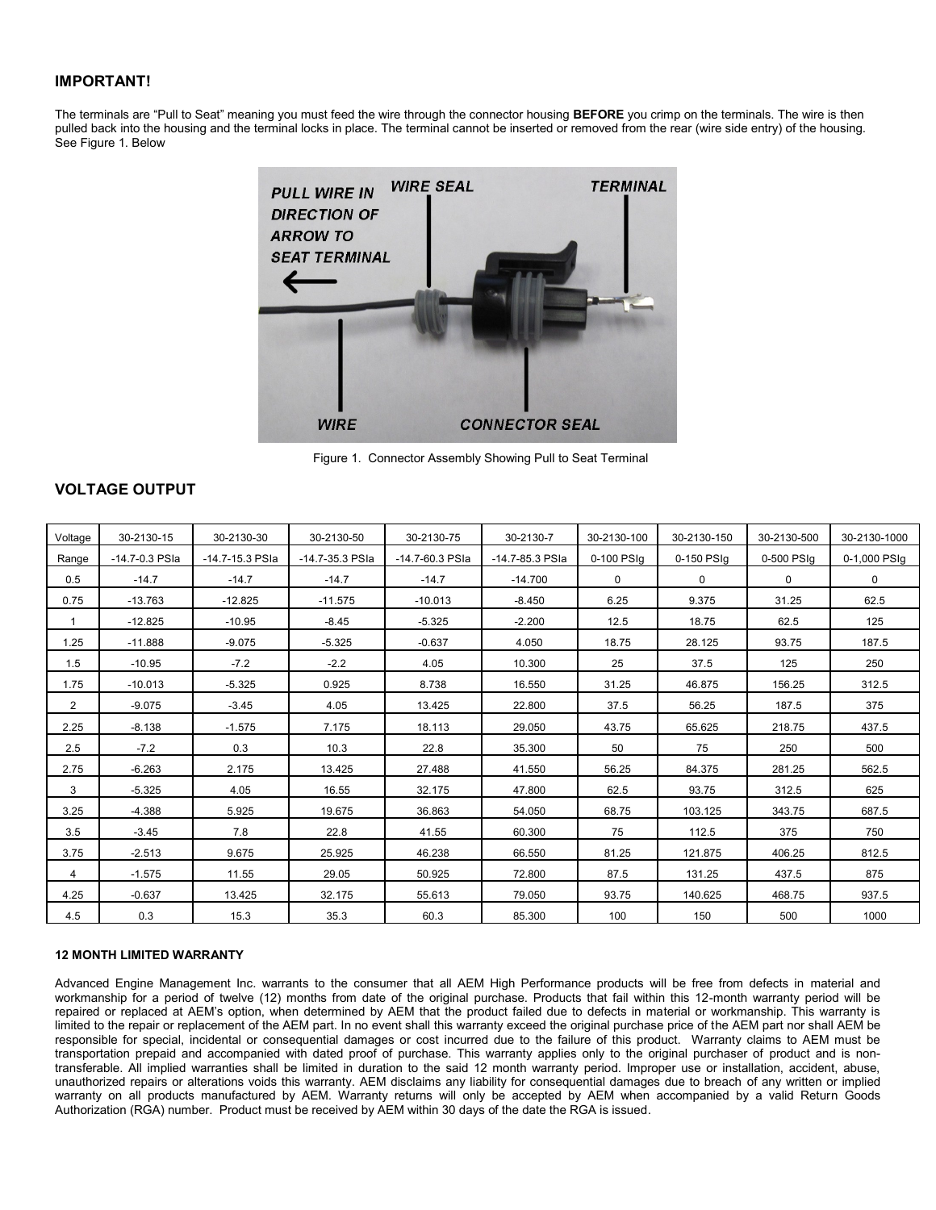## IMPORTANT!

The terminals are "Pull to Seat" meaning you must feed the wire through the connector housing **BEFORE** you crimp on the terminals. The wire is then pulled back into the housing and the terminal locks in place. The terminal cannot be inserted or removed from the rear (wire side entry) of the housing. See Figure 1. Below

Figure 1. Connector Assembly Showing Pull to Seat Terminal

## VOLTAGE OUTPUT

| Voltage | 30-2130-15 | 30-2130-30 | 30-2130-50 | 30-2130-75 | 30-2130-7 | 30-2130-100 | 30-2130-150 | 30-2130-500 | 30-2130-1000 |
|---|---|---|---|---|---|---|---|---|---|
| Range | -14.7-0.3 PSIa | -14.7-15.3 PSIa | -14.7-35.3 PSIa | -14.7-60.3 PSIa | -14.7-85.3 PSIa | 0-100 PSIg | 0-150 PSIg | 0-500 PSIg | 0-1,000 PSIg |
| 0.5 | -14.7 | -14.7 | -14.7 | -14.7 | -14.700 | 0 | 0 | 0 | 0 |
| 0.75 | -13.763 | -12.825 | -11.575 | -10.013 | -8.450 | 6.25 | 9.375 | 31.25 | 62.5 |
| 1 | -12.825 | -10.95 | -8.45 | -5.325 | -2.200 | 12.5 | 18.75 | 62.5 | 125 |
| 1.25 | -11.888 | -9.075 | -5.325 | -0.637 | 4.050 | 18.75 | 28.125 | 93.75 | 187.5 |
| 1.5 | -10.95 | -7.2 | -2.2 | 4.05 | 10.300 | 25 | 37.5 | 125 | 250 |
| 1.75 | -10.013 | -5.325 | 0.925 | 8.738 | 16.550 | 31.25 | 46.875 | 156.25 | 312.5 |
| 2 | -9.075 | -3.45 | 4.05 | 13.425 | 22.800 | 37.5 | 56.25 | 187.5 | 375 |
| 2.25 | -8.138 | -1.575 | 7.175 | 18.113 | 29.050 | 43.75 | 65.625 | 218.75 | 437.5 |
| 2.5 | -7.2 | 0.3 | 10.3 | 22.8 | 35.300 | 50 | 75 | 250 | 500 |
| 2.75 | -6.263 | 2.175 | 13.425 | 27.488 | 41.550 | 56.25 | 84.375 | 281.25 | 562.5 |
| 3 | -5.325 | 4.05 | 16.55 | 32.175 | 47.800 | 62.5 | 93.75 | 312.5 | 625 |
| 3.25 | -4.388 | 5.925 | 19.675 | 36.863 | 54.050 | 68.75 | 103.125 | 343.75 | 687.5 |
| 3.5 | -3.45 | 7.8 | 22.8 | 41.55 | 60.300 | 75 | 112.5 | 375 | 750 |
| 3.75 | -2.513 | 9.675 | 25.925 | 46.238 | 66.550 | 81.25 | 121.875 | 406.25 | 812.5 |
| 4 | -1.575 | 11.55 | 29.05 | 50.925 | 72.800 | 87.5 | 131.25 | 437.5 | 875 |
| 4.25 | -0.637 | 13.425 | 32.175 | 55.613 | 79.050 | 93.75 | 140.625 | 468.75 | 937.5 |
| 4.5 | 0.3 | 15.3 | 35.3 | 60.3 | 85.300 | 100 | 150 | 500 | 1000 |

#### 12 MONTH LIMITED WARRANTY

Advanced Engine Management Inc. warrants to the consumer that all AEM High Performance products will be free from defects in material and workmanship for a period of twelve (12) months from date of the original purchase. Products that fail within this 12-month warranty period will be repaired or replaced at AEM's option, when determined by AEM that the product failed due to defects in material or workmanship. This warranty is limited to the repair or replacement of the AEM part. In no event shall this warranty exceed the original purchase price of the AEM part nor shall AEM be responsible for special, incidental or consequential damages or cost incurred due to the failure of this product. Warranty claims to AEM must be transportation prepaid and accompanied with dated proof of purchase. This warranty applies only to the original purchaser of product and is non-transferable. All implied warranties shall be limited in duration to the said 12 month warranty period. Improper use or installation, accident, abuse, unauthorized repairs or alterations voids this warranty. AEM disclaims any liability for consequential damages due to breach of any written or implied warranty on all products manufactured by AEM. Warranty returns will only be accepted by AEM when accompanied by a valid Return Goods Authorization (RGA) number. Product must be received by AEM within 30 days of the date the RGA is issued.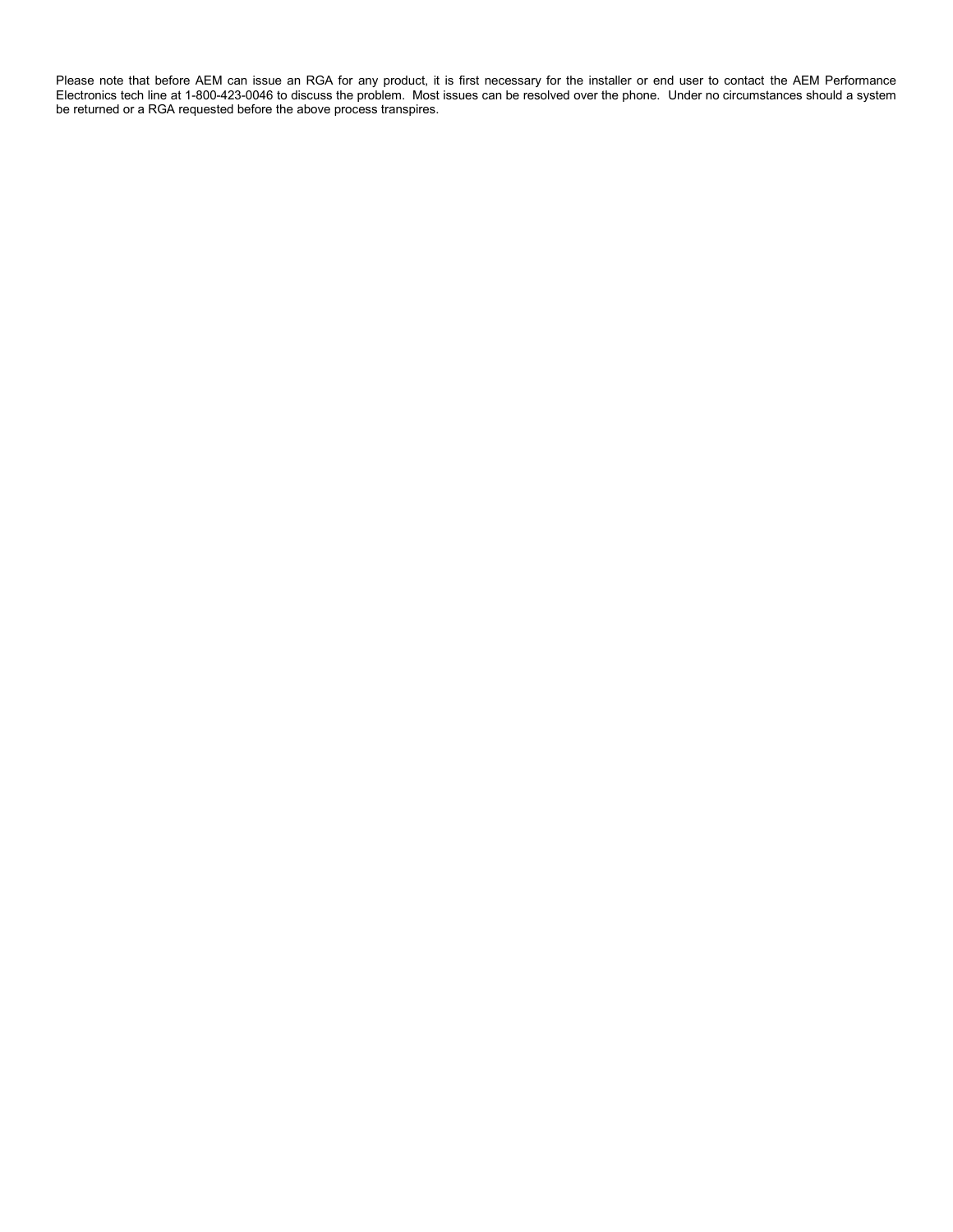Please note that before AEM can issue an RGA for any product, it is first necessary for the installer or end user to contact the AEM Performance Electronics tech line at 1-800-423-0046 to discuss the problem. Most issues can be resolved over the phone. Under no circumstances should a system be returned or a RGA requested before the above process transpires.